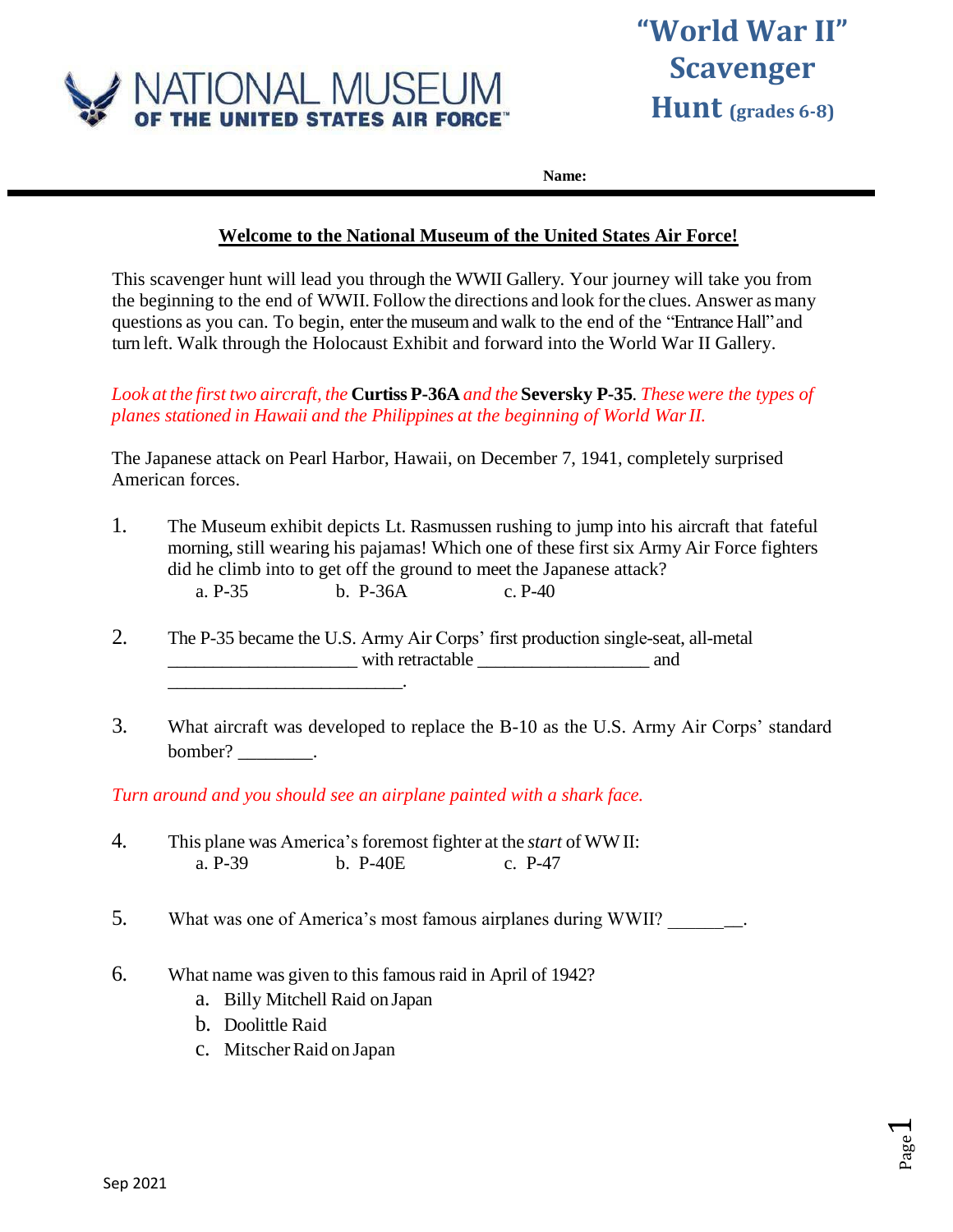NATIONAL MUSEUM OF THE UNITED STATES AIR FORCE™

# "World War II" Scavenger Hunt (grades 6-8)

**Name:**

## Welcome to the National Museum of the United States Air Force!

This scavenger hunt will lead you through the WWII Gallery. Your journey will take you from the beginning to the end of WWII. Follow the directions and look for the clues. Answer as many questions as you can. To begin, enter the museum and walk to the end of the "Entrance Hall" and turn left. Walk through the Holocaust Exhibit and forward into the World War II Gallery.

*Look at the first two aircraft, the* **Curtiss P-36A** *and the* **Seversky P-35**. *These were the types of planes stationed in Hawaii and the Philippines at the beginning of World War II.*

The Japanese attack on Pearl Harbor, Hawaii, on December 7, 1941, completely surprised American forces.

1. The Museum exhibit depicts Lt. Rasmussen rushing to jump into his aircraft that fateful morning, still wearing his pajamas! Which one of these first six Army Air Force fighters did he climb into to get off the ground to meet the Japanese attack?
   a. P-35 b. P-36A c. P-40

2. The P-35 became the U.S. Army Air Corps' first production single-seat, all-metal ____________________ with retractable __________________ and ________________________.

3. What aircraft was developed to replace the B-10 as the U.S. Army Air Corps' standard bomber? ________.

*Turn around and you should see an airplane painted with a shark face.*

4. This plane was America's foremost fighter at the *start* of WW II:
   a. P-39 b. P-40E c. P-47

5. What was one of America's most famous airplanes during WWII? ________.

6. What name was given to this famous raid in April of 1942?
   a. Billy Mitchell Raid on Japan
   b. Doolittle Raid
   c. Mitscher Raid on Japan

Sep 2021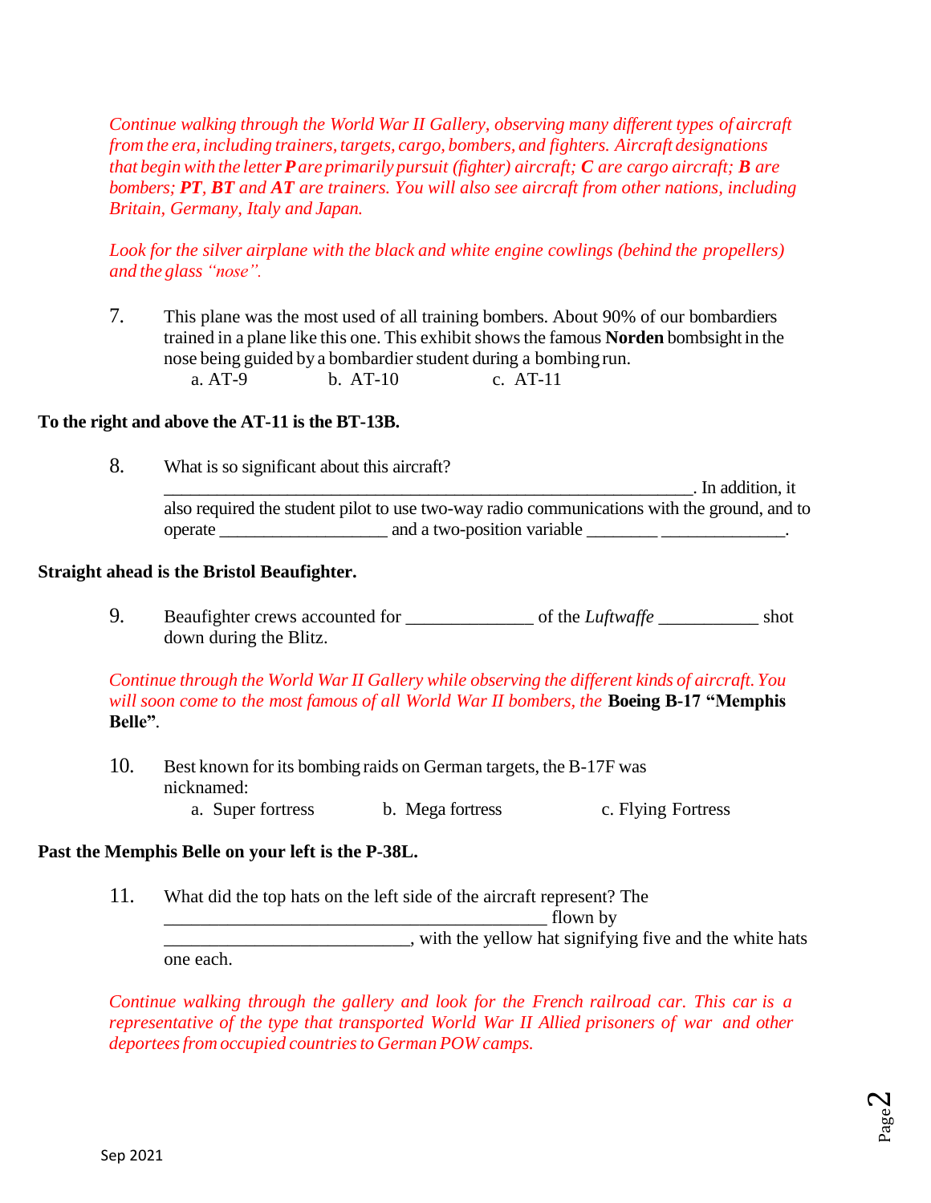*Continue walking through the World War II Gallery, observing many different types of aircraft from the era, including trainers, targets, cargo, bombers, and fighters. Aircraft designations that begin with the letter **P** are primarily pursuit (fighter) aircraft; **C** are cargo aircraft; **B** are bombers; **PT**, **BT** and **AT** are trainers. You will also see aircraft from other nations, including Britain, Germany, Italy and Japan.*

*Look for the silver airplane with the black and white engine cowlings (behind the propellers) and the glass "nose".*

7. This plane was the most used of all training bombers. About 90% of our bombardiers trained in a plane like this one. This exhibit shows the famous **Norden** bombsight in the nose being guided by a bombardier student during a bombing run.
   a. AT-9  b. AT-10  c. AT-11

**To the right and above the AT-11 is the BT-13B.**

8. What is so significant about this aircraft?
   ____________________________________________________________. In addition, it also required the student pilot to use two-way radio communications with the ground, and to operate __________________ and a two-position variable ________ ______________.

**Straight ahead is the Bristol Beaufighter.**

9. Beaufighter crews accounted for ______________ of the *Luftwaffe* ___________ shot down during the Blitz.

*Continue through the World War II Gallery while observing the different kinds of aircraft. You will soon come to the most famous of all World War II bombers, the* **Boeing B-17 "Memphis Belle"**.

10. Best known for its bombing raids on German targets, the B-17F was nicknamed:
    a. Super fortress  b. Mega fortress  c. Flying Fortress

**Past the Memphis Belle on your left is the P-38L.**

11. What did the top hats on the left side of the aircraft represent? The ___________________________________________ flown by ___________________________, with the yellow hat signifying five and the white hats one each.

*Continue walking through the gallery and look for the French railroad car. This car is a representative of the type that transported World War II Allied prisoners of war and other deportees from occupied countries to German POW camps.*

Sep 2021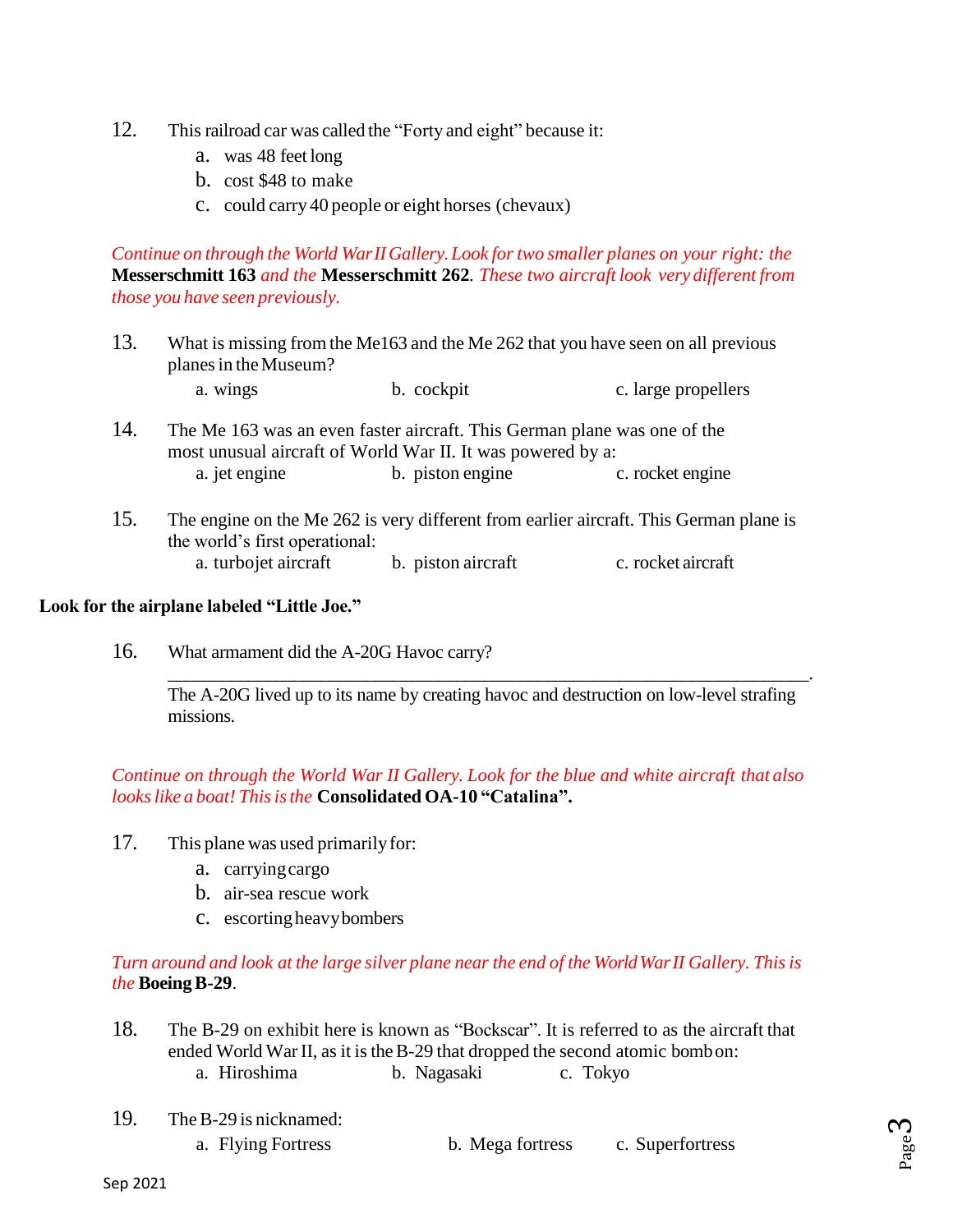12. This railroad car was called the "Forty and eight" because it:
    a. was 48 feet long
    b. cost $48 to make
    c. could carry 40 people or eight horses (chevaux)

*Continue on through the World War II Gallery. Look for two smaller planes on your right: the* **Messerschmitt 163** *and the* **Messerschmitt 262***. These two aircraft look very different from those you have seen previously.*

13. What is missing from the Me163 and the Me 262 that you have seen on all previous planes in the Museum?
    a. wings    b. cockpit    c. large propellers

14. The Me 163 was an even faster aircraft. This German plane was one of the most unusual aircraft of World War II. It was powered by a:
    a. jet engine    b. piston engine    c. rocket engine

15. The engine on the Me 262 is very different from earlier aircraft. This German plane is the world's first operational:
    a. turbojet aircraft    b. piston aircraft    c. rocket aircraft

**Look for the airplane labeled "Little Joe."**

16. What armament did the A-20G Havoc carry?

    ______________________________________________________________________.

    The A-20G lived up to its name by creating havoc and destruction on low-level strafing missions.

*Continue on through the World War II Gallery. Look for the blue and white aircraft that also looks like a boat! This is the* **Consolidated OA-10 "Catalina".**

17. This plane was used primarily for:
    a. carrying cargo
    b. air-sea rescue work
    c. escorting heavy bombers

*Turn around and look at the large silver plane near the end of the World War II Gallery. This is the* **Boeing B-29**.

18. The B-29 on exhibit here is known as "Bockscar". It is referred to as the aircraft that ended World War II, as it is the B-29 that dropped the second atomic bomb on:
    a. Hiroshima    b. Nagasaki    c. Tokyo

19. The B-29 is nicknamed:
    a. Flying Fortress    b. Mega fortress    c. Superfortress

Sep 2021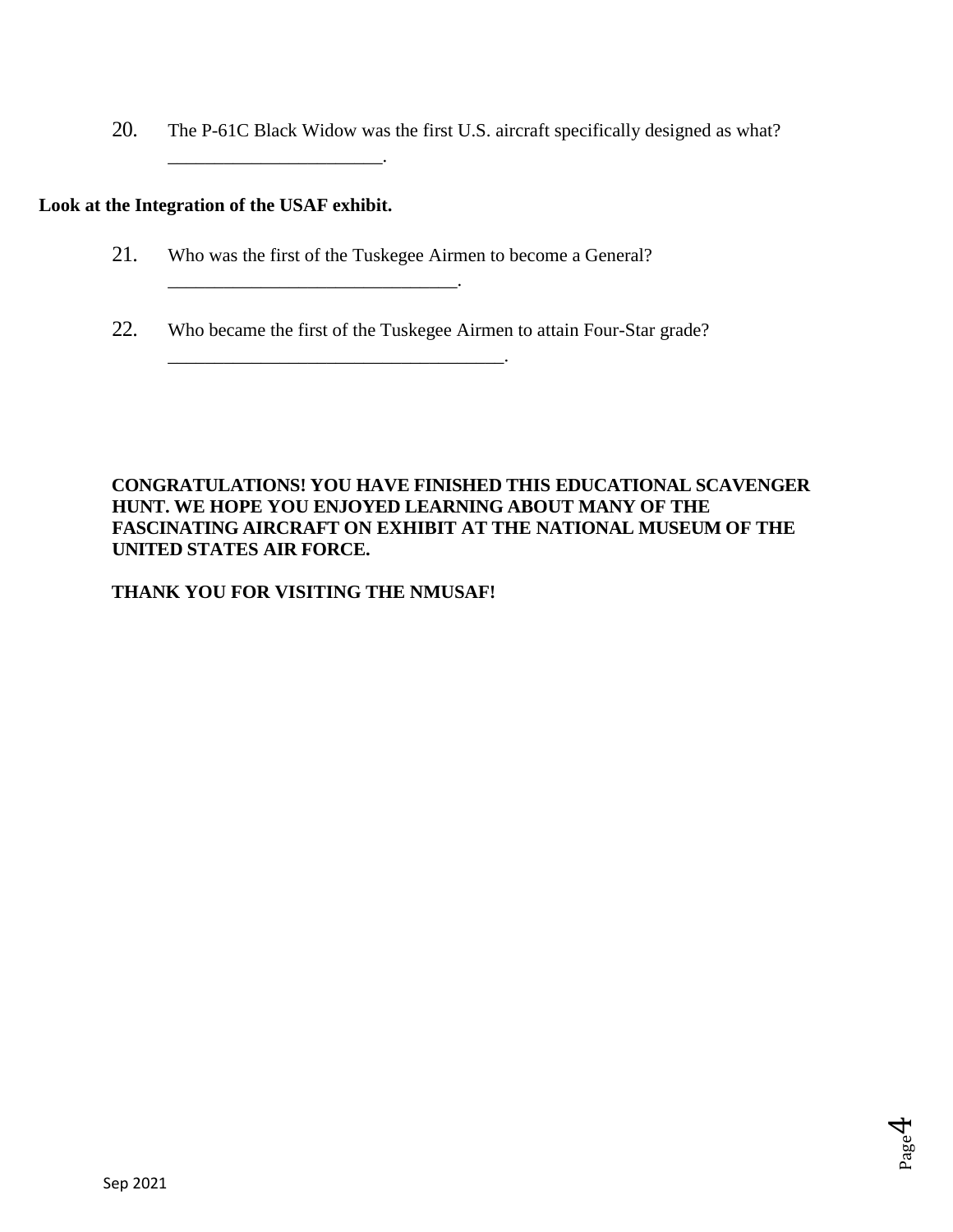20. The P-61C Black Widow was the first U.S. aircraft specifically designed as what? _______________________.

**Look at the Integration of the USAF exhibit.**

21. Who was the first of the Tuskegee Airmen to become a General? _______________________________.

22. Who became the first of the Tuskegee Airmen to attain Four-Star grade? _____________________________________.

**CONGRATULATIONS! YOU HAVE FINISHED THIS EDUCATIONAL SCAVENGER HUNT. WE HOPE YOU ENJOYED LEARNING ABOUT MANY OF THE FASCINATING AIRCRAFT ON EXHIBIT AT THE NATIONAL MUSEUM OF THE UNITED STATES AIR FORCE.**

**THANK YOU FOR VISITING THE NMUSAF!**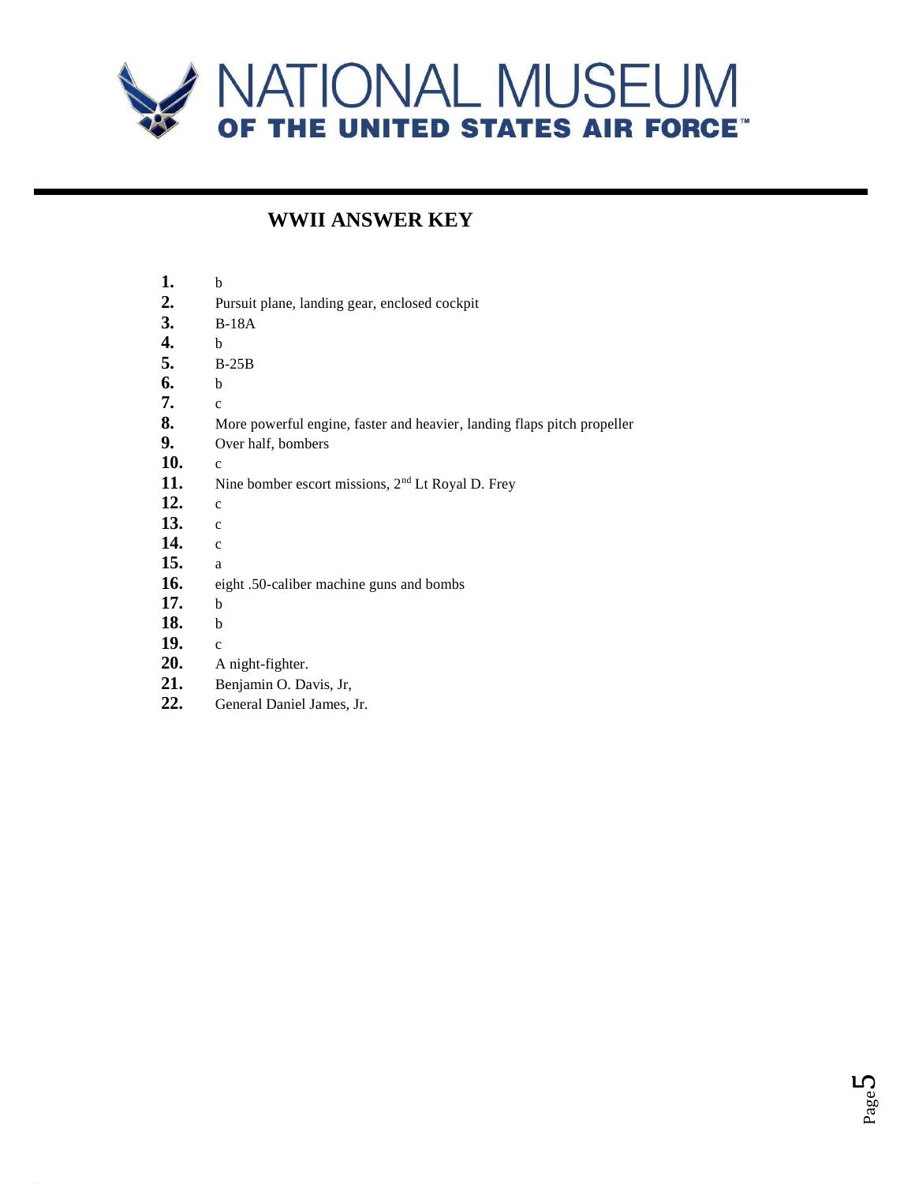# NATIONAL MUSEUM OF THE UNITED STATES AIR FORCE™

## WWII ANSWER KEY

1. b
2. Pursuit plane, landing gear, enclosed cockpit
3. B-18A
4. b
5. B-25B
6. b
7. c
8. More powerful engine, faster and heavier, landing flaps pitch propeller
9. Over half, bombers
10. c
11. Nine bomber escort missions, 2nd Lt Royal D. Frey
12. c
13. c
14. c
15. a
16. eight .50-caliber machine guns and bombs
17. b
18. b
19. c
20. A night-fighter.
21. Benjamin O. Davis, Jr,
22. General Daniel James, Jr.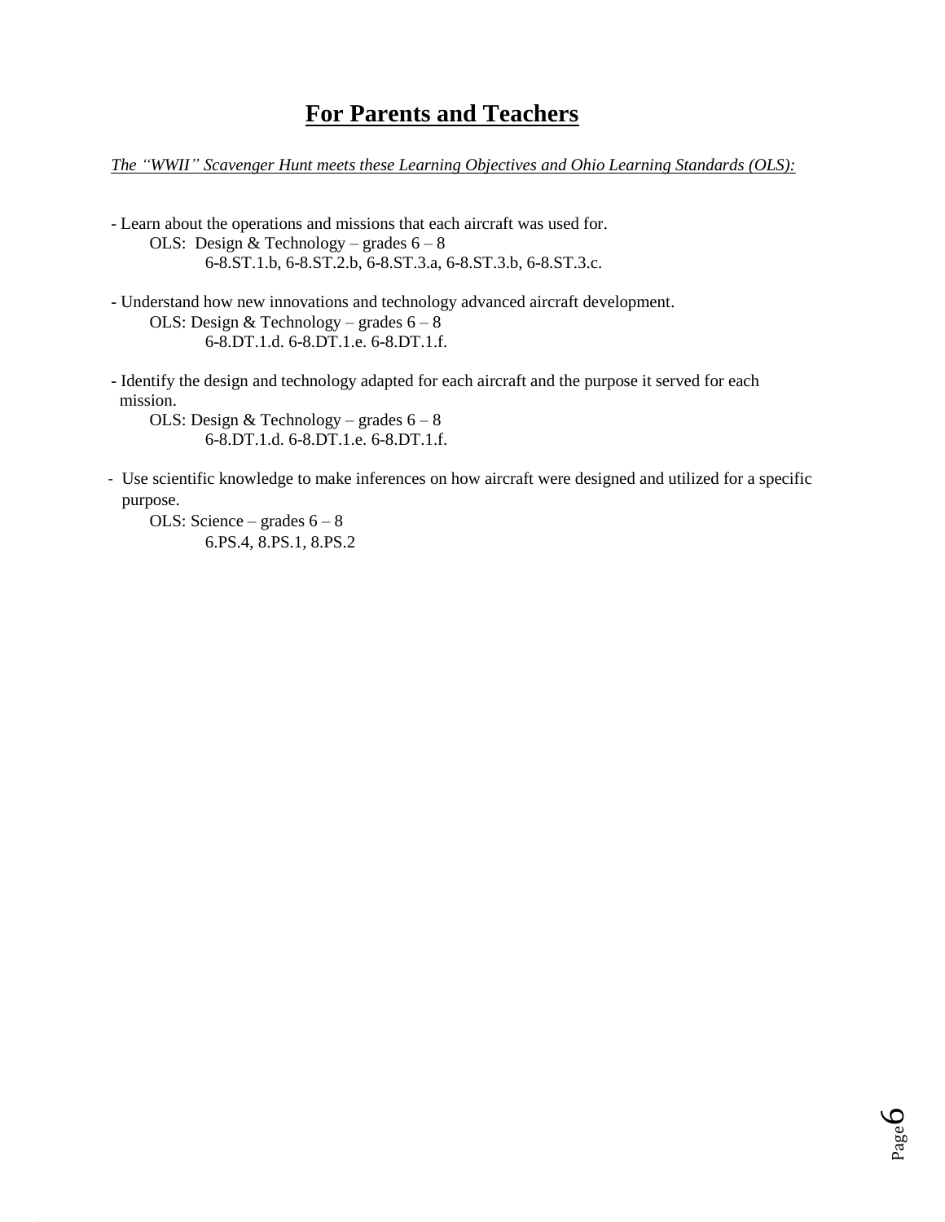# For Parents and Teachers

*The "WWII" Scavenger Hunt meets these Learning Objectives and Ohio Learning Standards (OLS):*

- Learn about the operations and missions that each aircraft was used for.
  - OLS: Design & Technology – grades 6 – 8
    - 6-8.ST.1.b, 6-8.ST.2.b, 6-8.ST.3.a, 6-8.ST.3.b, 6-8.ST.3.c.

- Understand how new innovations and technology advanced aircraft development.
  - OLS: Design & Technology – grades 6 – 8
    - 6-8.DT.1.d. 6-8.DT.1.e. 6-8.DT.1.f.

- Identify the design and technology adapted for each aircraft and the purpose it served for each mission.
  - OLS: Design & Technology – grades 6 – 8
    - 6-8.DT.1.d. 6-8.DT.1.e. 6-8.DT.1.f.

- Use scientific knowledge to make inferences on how aircraft were designed and utilized for a specific purpose.
  - OLS: Science – grades 6 – 8
    - 6.PS.4, 8.PS.1, 8.PS.2